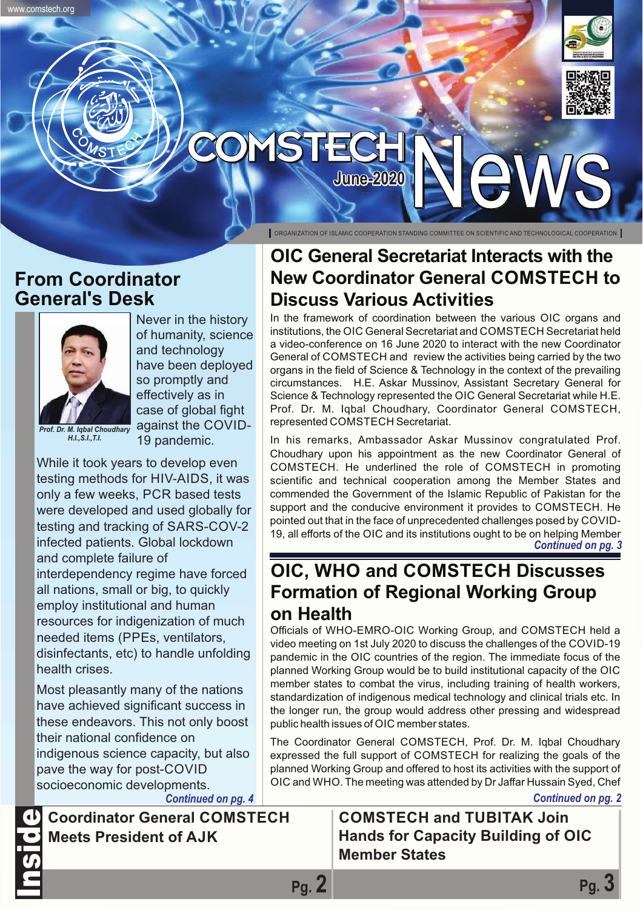# COMSTECH News

June-2020

ORGANIZATION OF ISLAMIC COOPERATION STANDING COMMITTEE ON SCIENTIFIC AND TECHNOLOGICAL COOPERATION

## From Coordinator General's Desk

*Prof. Dr. M. Iqbal Choudhary H.I.,S.I.,T.I.*

Never in the history of humanity, science and technology have been deployed so promptly and effectively as in case of global fight against the COVID-19 pandemic.

While it took years to develop even testing methods for HIV-AIDS, it was only a few weeks, PCR based tests were developed and used globally for testing and tracking of SARS-COV-2 infected patients. Global lockdown and complete failure of interdependency regime have forced all nations, small or big, to quickly employ institutional and human resources for indigenization of much needed items (PPEs, ventilators, disinfectants, etc) to handle unfolding health crises.

Most pleasantly many of the nations have achieved significant success in these endeavors. This not only boost their national confidence on indigenous science capacity, but also pave the way for post-COVID socioeconomic developments.

*Continued on pg. 4*

## OIC General Secretariat Interacts with the New Coordinator General COMSTECH to Discuss Various Activities

In the framework of coordination between the various OIC organs and institutions, the OIC General Secretariat and COMSTECH Secretariat held a video-conference on 16 June 2020 to interact with the new Coordinator General of COMSTECH and review the activities being carried by the two organs in the field of Science & Technology in the context of the prevailing circumstances. H.E. Askar Mussinov, Assistant Secretary General for Science & Technology represented the OIC General Secretariat while H.E. Prof. Dr. M. Iqbal Choudhary, Coordinator General COMSTECH, represented COMSTECH Secretariat.

In his remarks, Ambassador Askar Mussinov congratulated Prof. Choudhary upon his appointment as the new Coordinator General of COMSTECH. He underlined the role of COMSTECH in promoting scientific and technical cooperation among the Member States and commended the Government of the Islamic Republic of Pakistan for the support and the conducive environment it provides to COMSTECH. He pointed out that in the face of unprecedented challenges posed by COVID-19, all efforts of the OIC and its institutions ought to be on helping Member

*Continued on pg. 3*

## OIC, WHO and COMSTECH Discusses Formation of Regional Working Group on Health

Officials of WHO-EMRO-OIC Working Group, and COMSTECH held a video meeting on 1st July 2020 to discuss the challenges of the COVID-19 pandemic in the OIC countries of the region. The immediate focus of the planned Working Group would be to build institutional capacity of the OIC member states to combat the virus, including training of health workers, standardization of indigenous medical technology and clinical trials etc. In the longer run, the group would address other pressing and widespread public health issues of OIC member states.

The Coordinator General COMSTECH, Prof. Dr. M. Iqbal Choudhary expressed the full support of COMSTECH for realizing the goals of the planned Working Group and offered to host its activities with the support of OIC and WHO. The meeting was attended by Dr Jaffar Hussain Syed, Chef

*Continued on pg. 2*

## Inside

- Coordinator General COMSTECH Meets President of AJK — Pg. 2
- COMSTECH and TUBITAK Join Hands for Capacity Building of OIC Member States — Pg. 3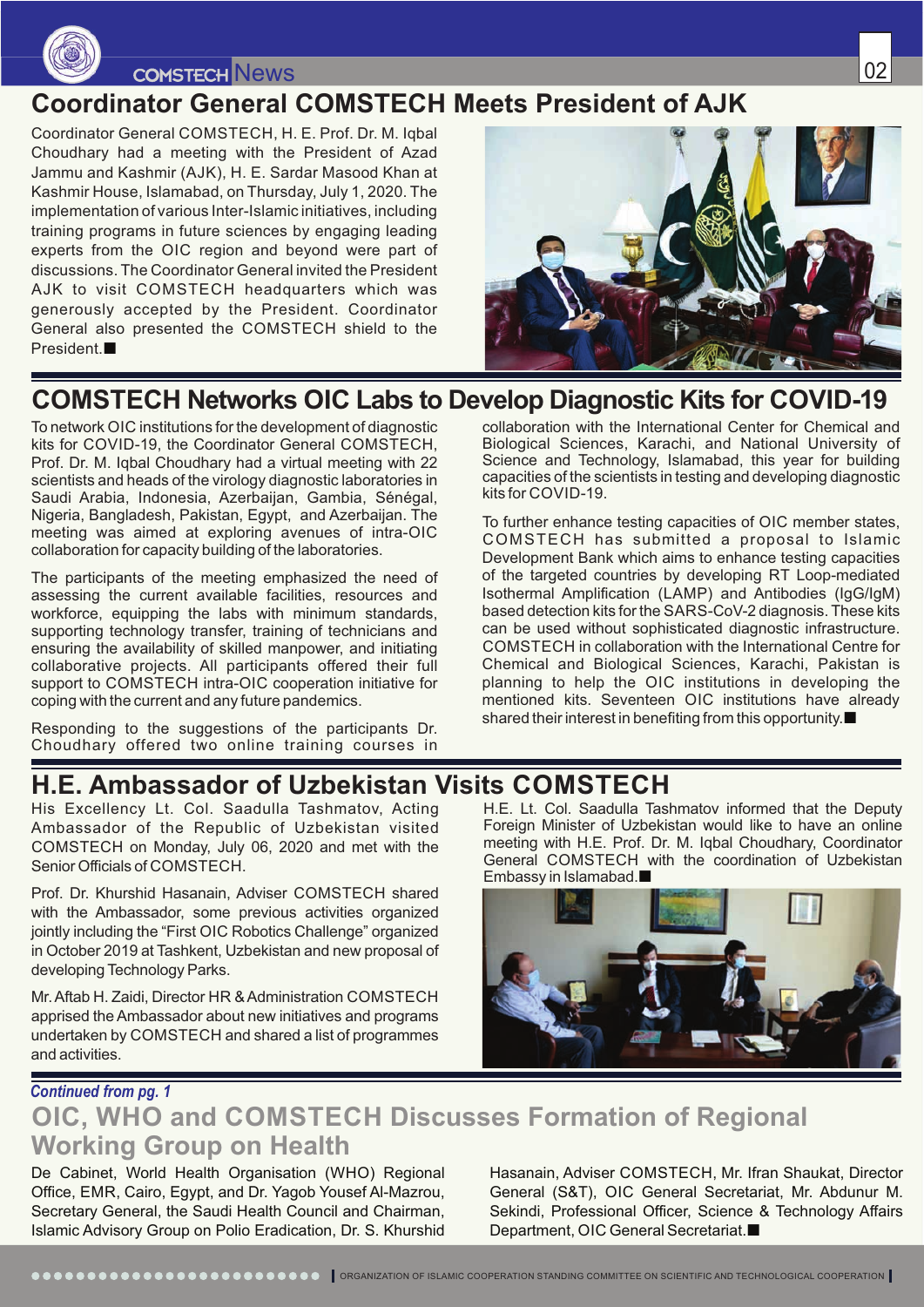## Coordinator General COMSTECH Meets President of AJK

Coordinator General COMSTECH, H. E. Prof. Dr. M. Iqbal Choudhary had a meeting with the President of Azad Jammu and Kashmir (AJK), H. E. Sardar Masood Khan at Kashmir House, Islamabad, on Thursday, July 1, 2020. The implementation of various Inter-Islamic initiatives, including training programs in future sciences by engaging leading experts from the OIC region and beyond were part of discussions. The Coordinator General invited the President AJK to visit COMSTECH headquarters which was generously accepted by the President. Coordinator General also presented the COMSTECH shield to the President.■

## COMSTECH Networks OIC Labs to Develop Diagnostic Kits for COVID-19

To network OIC institutions for the development of diagnostic kits for COVID-19, the Coordinator General COMSTECH, Prof. Dr. M. Iqbal Choudhary had a virtual meeting with 22 scientists and heads of the virology diagnostic laboratories in Saudi Arabia, Indonesia, Azerbaijan, Gambia, Sénégal, Nigeria, Bangladesh, Pakistan, Egypt, and Azerbaijan. The meeting was aimed at exploring avenues of intra-OIC collaboration for capacity building of the laboratories.

The participants of the meeting emphasized the need of assessing the current available facilities, resources and workforce, equipping the labs with minimum standards, supporting technology transfer, training of technicians and ensuring the availability of skilled manpower, and initiating collaborative projects. All participants offered their full support to COMSTECH intra-OIC cooperation initiative for coping with the current and any future pandemics.

Responding to the suggestions of the participants Dr. Choudhary offered two online training courses in collaboration with the International Center for Chemical and Biological Sciences, Karachi, and National University of Science and Technology, Islamabad, this year for building capacities of the scientists in testing and developing diagnostic kits for COVID-19.

To further enhance testing capacities of OIC member states, COMSTECH has submitted a proposal to Islamic Development Bank which aims to enhance testing capacities of the targeted countries by developing RT Loop-mediated Isothermal Amplification (LAMP) and Antibodies (IgG/IgM) based detection kits for the SARS-CoV-2 diagnosis. These kits can be used without sophisticated diagnostic infrastructure. COMSTECH in collaboration with the International Centre for Chemical and Biological Sciences, Karachi, Pakistan is planning to help the OIC institutions in developing the mentioned kits. Seventeen OIC institutions have already shared their interest in benefiting from this opportunity.■

## H.E. Ambassador of Uzbekistan Visits COMSTECH

His Excellency Lt. Col. Saadulla Tashmatov, Acting Ambassador of the Republic of Uzbekistan visited COMSTECH on Monday, July 06, 2020 and met with the Senior Officials of COMSTECH.

Prof. Dr. Khurshid Hasanain, Adviser COMSTECH shared with the Ambassador, some previous activities organized jointly including the "First OIC Robotics Challenge" organized in October 2019 at Tashkent, Uzbekistan and new proposal of developing Technology Parks.

Mr. Aftab H. Zaidi, Director HR & Administration COMSTECH apprised the Ambassador about new initiatives and programs undertaken by COMSTECH and shared a list of programmes and activities.

H.E. Lt. Col. Saadulla Tashmatov informed that the Deputy Foreign Minister of Uzbekistan would like to have an online meeting with H.E. Prof. Dr. M. Iqbal Choudhary, Coordinator General COMSTECH with the coordination of Uzbekistan Embassy in Islamabad.■

*Continued from pg. 1*

## OIC, WHO and COMSTECH Discusses Formation of Regional Working Group on Health

De Cabinet, World Health Organisation (WHO) Regional Office, EMR, Cairo, Egypt, and Dr. Yagob Yousef Al-Mazrou, Secretary General, the Saudi Health Council and Chairman, Islamic Advisory Group on Polio Eradication, Dr. S. Khurshid Hasanain, Adviser COMSTECH, Mr. Ifran Shaukat, Director General (S&T), OIC General Secretariat, Mr. Abdunur M. Sekindi, Professional Officer, Science & Technology Affairs Department, OIC General Secretariat.■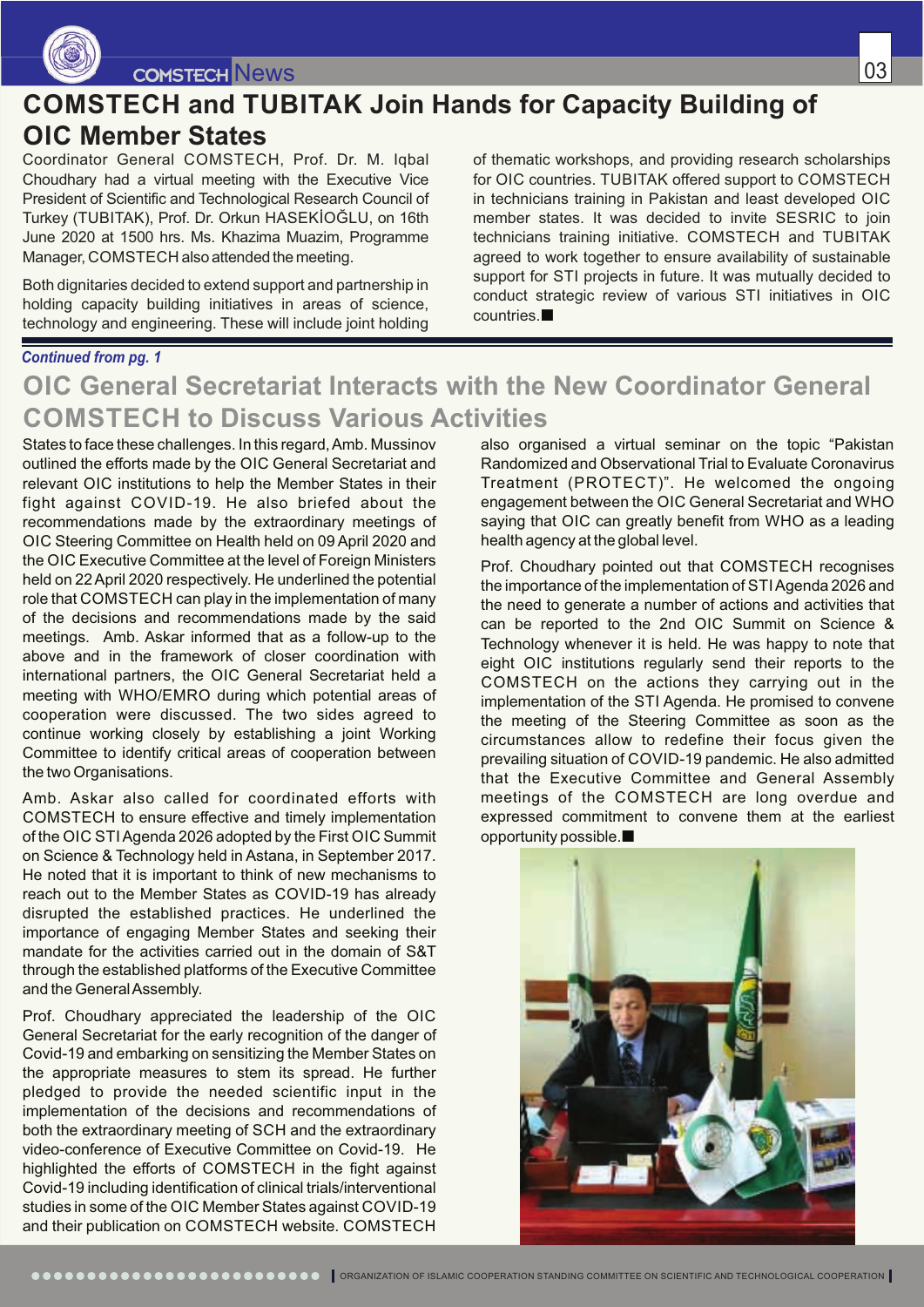# COMSTECH and TUBITAK Join Hands for Capacity Building of OIC Member States

Coordinator General COMSTECH, Prof. Dr. M. Iqbal Choudhary had a virtual meeting with the Executive Vice President of Scientific and Technological Research Council of Turkey (TUBITAK), Prof. Dr. Orkun HASEKİOĞLU, on 16th June 2020 at 1500 hrs. Ms. Khazima Muazim, Programme Manager, COMSTECH also attended the meeting.

Both dignitaries decided to extend support and partnership in holding capacity building initiatives in areas of science, technology and engineering. These will include joint holding of thematic workshops, and providing research scholarships for OIC countries. TUBITAK offered support to COMSTECH in technicians training in Pakistan and least developed OIC member states. It was decided to invite SESRIC to join technicians training initiative. COMSTECH and TUBITAK agreed to work together to ensure availability of sustainable support for STI projects in future. It was mutually decided to conduct strategic review of various STI initiatives in OIC countries.■

*Continued from pg. 1*

# OIC General Secretariat Interacts with the New Coordinator General COMSTECH to Discuss Various Activities

States to face these challenges. In this regard, Amb. Mussinov outlined the efforts made by the OIC General Secretariat and relevant OIC institutions to help the Member States in their fight against COVID-19. He also briefed about the recommendations made by the extraordinary meetings of OIC Steering Committee on Health held on 09 April 2020 and the OIC Executive Committee at the level of Foreign Ministers held on 22 April 2020 respectively. He underlined the potential role that COMSTECH can play in the implementation of many of the decisions and recommendations made by the said meetings. Amb. Askar informed that as a follow-up to the above and in the framework of closer coordination with international partners, the OIC General Secretariat held a meeting with WHO/EMRO during which potential areas of cooperation were discussed. The two sides agreed to continue working closely by establishing a joint Working Committee to identify critical areas of cooperation between the two Organisations.

Amb. Askar also called for coordinated efforts with COMSTECH to ensure effective and timely implementation of the OIC STI Agenda 2026 adopted by the First OIC Summit on Science & Technology held in Astana, in September 2017. He noted that it is important to think of new mechanisms to reach out to the Member States as COVID-19 has already disrupted the established practices. He underlined the importance of engaging Member States and seeking their mandate for the activities carried out in the domain of S&T through the established platforms of the Executive Committee and the General Assembly.

Prof. Choudhary appreciated the leadership of the OIC General Secretariat for the early recognition of the danger of Covid-19 and embarking on sensitizing the Member States on the appropriate measures to stem its spread. He further pledged to provide the needed scientific input in the implementation of the decisions and recommendations of both the extraordinary meeting of SCH and the extraordinary video-conference of Executive Committee on Covid-19. He highlighted the efforts of COMSTECH in the fight against Covid-19 including identification of clinical trials/interventional studies in some of the OIC Member States against COVID-19 and their publication on COMSTECH website. COMSTECH also organised a virtual seminar on the topic "Pakistan Randomized and Observational Trial to Evaluate Coronavirus Treatment (PROTECT)". He welcomed the ongoing engagement between the OIC General Secretariat and WHO saying that OIC can greatly benefit from WHO as a leading health agency at the global level.

Prof. Choudhary pointed out that COMSTECH recognises the importance of the implementation of STI Agenda 2026 and the need to generate a number of actions and activities that can be reported to the 2nd OIC Summit on Science & Technology whenever it is held. He was happy to note that eight OIC institutions regularly send their reports to the COMSTECH on the actions they carrying out in the implementation of the STI Agenda. He promised to convene the meeting of the Steering Committee as soon as the circumstances allow to redefine their focus given the prevailing situation of COVID-19 pandemic. He also admitted that the Executive Committee and General Assembly meetings of the COMSTECH are long overdue and expressed commitment to convene them at the earliest opportunity possible.■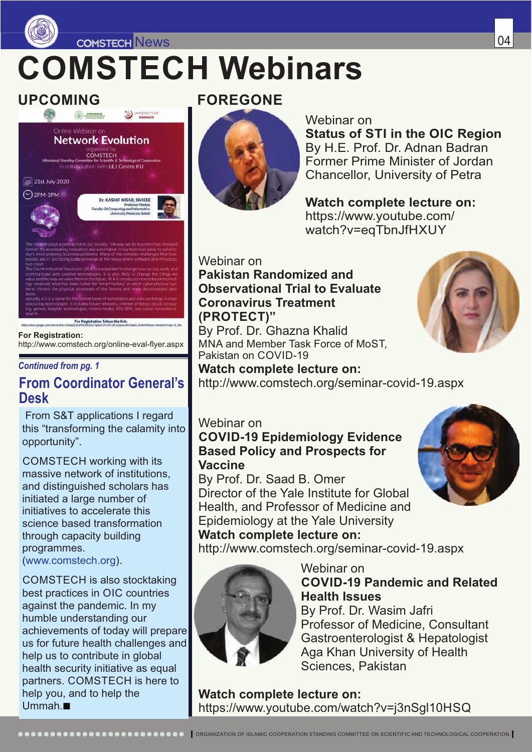# COMSTECH Webinars

## UPCOMING

Online Webinar on
**Network Evolution**
organized by
COMSTECH
Ministerial Standing Committee For Scientific & Technological Cooperation
in collaboration with LEJ Centre KU

21st July 2020

2PM-3PM

Dr. KASHIF NISAR, SMIEEE
Professor Madya,
Faculty Of Computing and Informatics,
University Malaysia Sabah

**For Registration:**
http://www.comstech.org/online-eval-flyer.aspx

*Continued from pg. 1*

### From Coordinator General's Desk

From S&T applications I regard this "transforming the calamity into opportunity".

COMSTECH working with its massive network of institutions, and distinguished scholars has initiated a large number of initiatives to accelerate this science based transformation through capacity building programmes. (www.comstech.org).

COMSTECH is also stocktaking best practices in OIC countries against the pandemic. In my humble understanding our achievements of today will prepare us for future health challenges and help us to contribute in global health security initiative as equal partners. COMSTECH is here to help you, and to help the Ummah.■

## FOREGONE

Webinar on
**Status of STI in the OIC Region**
By H.E. Prof. Dr. Adnan Badran
Former Prime Minister of Jordan
Chancellor, University of Petra

**Watch complete lecture on:**
https://www.youtube.com/watch?v=eqTbnJfHXUY

Webinar on
**Pakistan Randomized and Observational Trial to Evaluate Coronavirus Treatment (PROTECT)"**
By Prof. Dr. Ghazna Khalid
MNA and Member Task Force of MoST, Pakistan on COVID-19
**Watch complete lecture on:**
http://www.comstech.org/seminar-covid-19.aspx

Webinar on
**COVID-19 Epidemiology Evidence Based Policy and Prospects for Vaccine**
By Prof. Dr. Saad B. Omer
Director of the Yale Institute for Global Health, and Professor of Medicine and Epidemiology at the Yale University
**Watch complete lecture on:**
http://www.comstech.org/seminar-covid-19.aspx

Webinar on
**COVID-19 Pandemic and Related Health Issues**
By Prof. Dr. Wasim Jafri
Professor of Medicine, Consultant Gastroenterologist & Hepatologist
Aga Khan University of Health Sciences, Pakistan

**Watch complete lecture on:**
https://www.youtube.com/watch?v=j3nSgl10HSQ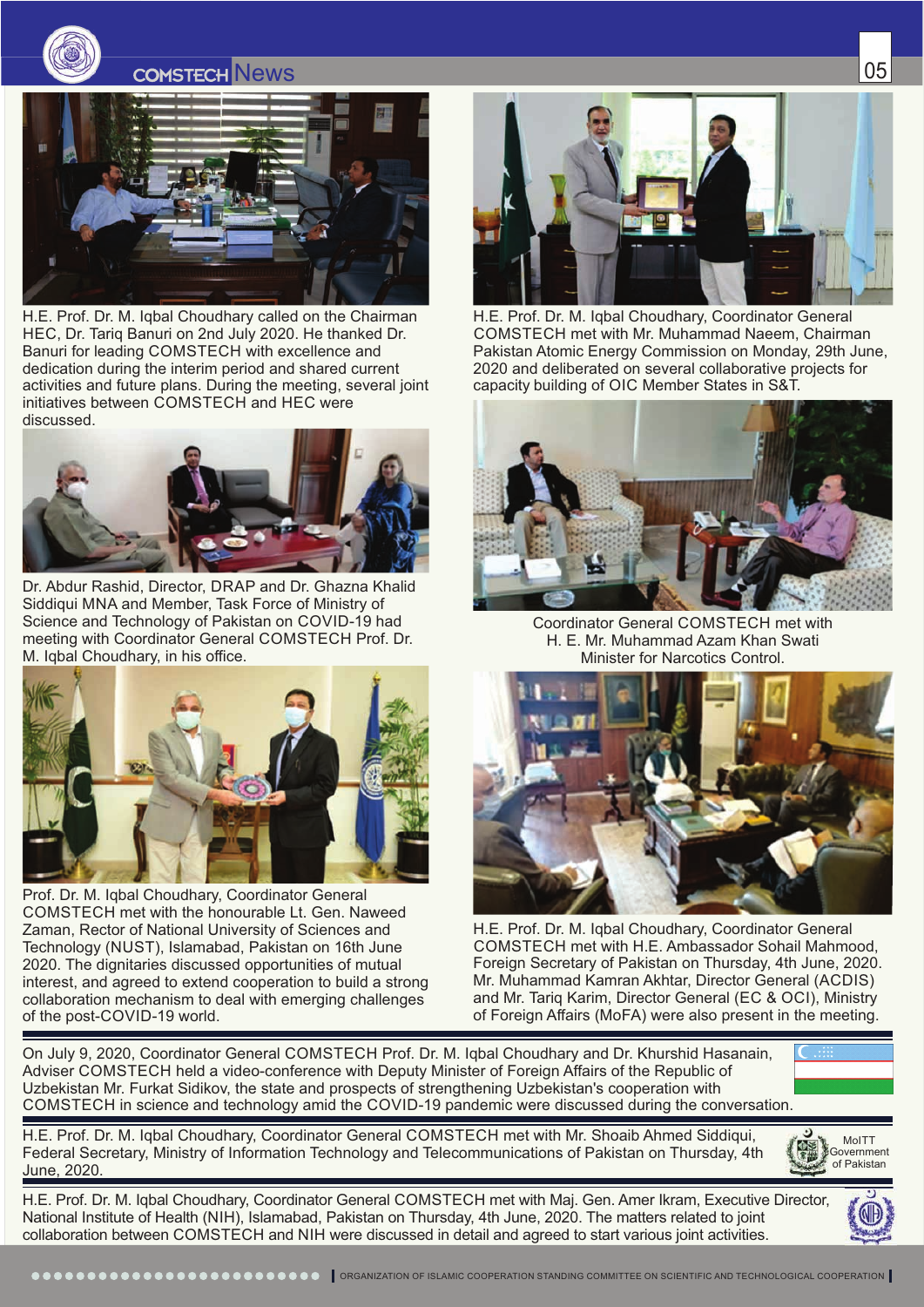H.E. Prof. Dr. M. Iqbal Choudhary called on the Chairman HEC, Dr. Tariq Banuri on 2nd July 2020. He thanked Dr. Banuri for leading COMSTECH with excellence and dedication during the interim period and shared current activities and future plans. During the meeting, several joint initiatives between COMSTECH and HEC were discussed.

Dr. Abdur Rashid, Director, DRAP and Dr. Ghazna Khalid Siddiqui MNA and Member, Task Force of Ministry of Science and Technology of Pakistan on COVID-19 had meeting with Coordinator General COMSTECH Prof. Dr. M. Iqbal Choudhary, in his office.

Prof. Dr. M. Iqbal Choudhary, Coordinator General COMSTECH met with the honourable Lt. Gen. Naweed Zaman, Rector of National University of Sciences and Technology (NUST), Islamabad, Pakistan on 16th June 2020. The dignitaries discussed opportunities of mutual interest, and agreed to extend cooperation to build a strong collaboration mechanism to deal with emerging challenges of the post-COVID-19 world.

H.E. Prof. Dr. M. Iqbal Choudhary, Coordinator General COMSTECH met with Mr. Muhammad Naeem, Chairman Pakistan Atomic Energy Commission on Monday, 29th June, 2020 and deliberated on several collaborative projects for capacity building of OIC Member States in S&T.

Coordinator General COMSTECH met with H. E. Mr. Muhammad Azam Khan Swati Minister for Narcotics Control.

H.E. Prof. Dr. M. Iqbal Choudhary, Coordinator General COMSTECH met with H.E. Ambassador Sohail Mahmood, Foreign Secretary of Pakistan on Thursday, 4th June, 2020. Mr. Muhammad Kamran Akhtar, Director General (ACDIS) and Mr. Tariq Karim, Director General (EC & OCI), Ministry of Foreign Affairs (MoFA) were also present in the meeting.

On July 9, 2020, Coordinator General COMSTECH Prof. Dr. M. Iqbal Choudhary and Dr. Khurshid Hasanain, Adviser COMSTECH held a video-conference with Deputy Minister of Foreign Affairs of the Republic of Uzbekistan Mr. Furkat Sidikov, the state and prospects of strengthening Uzbekistan's cooperation with COMSTECH in science and technology amid the COVID-19 pandemic were discussed during the conversation.

H.E. Prof. Dr. M. Iqbal Choudhary, Coordinator General COMSTECH met with Mr. Shoaib Ahmed Siddiqui, Federal Secretary, Ministry of Information Technology and Telecommunications of Pakistan on Thursday, 4th June, 2020.

MoITT Government of Pakistan

H.E. Prof. Dr. M. Iqbal Choudhary, Coordinator General COMSTECH met with Maj. Gen. Amer Ikram, Executive Director, National Institute of Health (NIH), Islamabad, Pakistan on Thursday, 4th June, 2020. The matters related to joint collaboration between COMSTECH and NIH were discussed in detail and agreed to start various joint activities.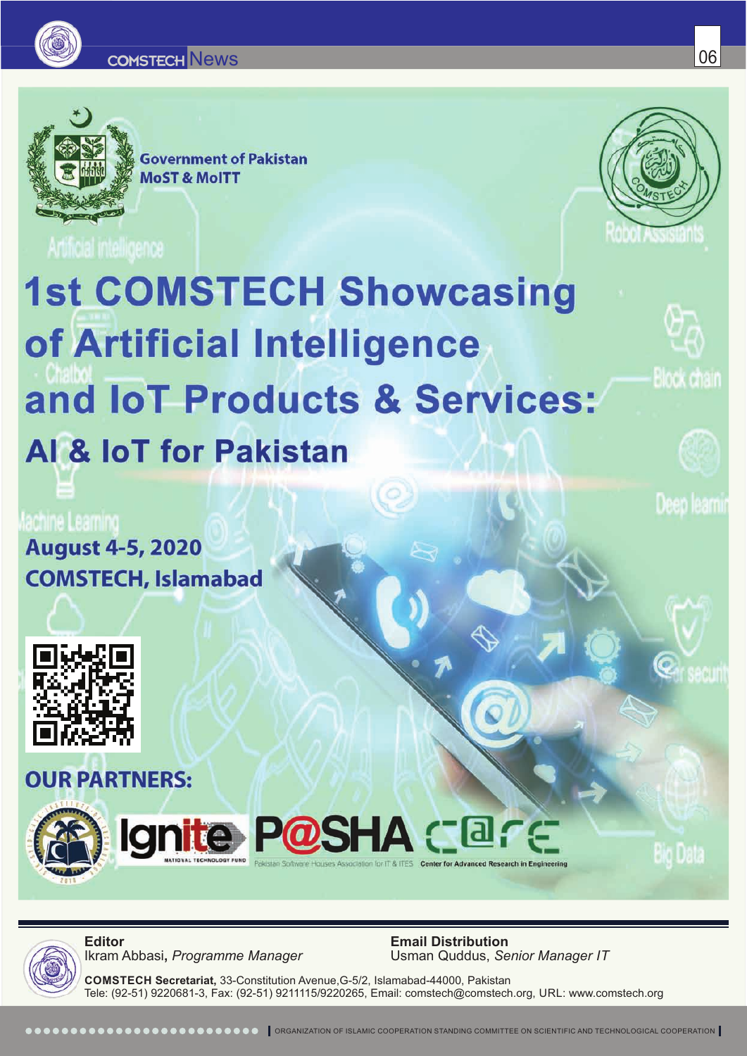Government of Pakistan
MoST & MoITT

# 1st COMSTECH Showcasing of Artificial Intelligence and IoT Products & Services:

## AI & IoT for Pakistan

**August 4-5, 2020**
**COMSTECH, Islamabad**

**OUR PARTNERS:**

Ignite NATIONAL TECHNOLOGY FUND
P@SHA Pakistan Software Houses Association for IT & ITES
c@re Center for Advanced Research in Engineering

---

**Editor**
Ikram Abbasi, *Programme Manager*

**Email Distribution**
Usman Quddus, *Senior Manager IT*

**COMSTECH Secretariat,** 33-Constitution Avenue,G-5/2, Islamabad-44000, Pakistan
Tele: (92-51) 9220681-3, Fax: (92-51) 9211115/9220265, Email: comstech@comstech.org, URL: www.comstech.org